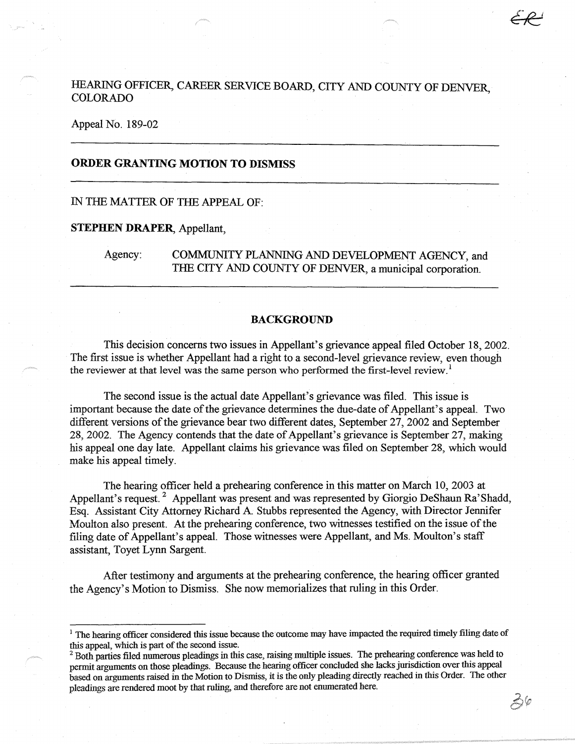HEARING OFFICER, CAREER SERVICE BOARD, CITY AND COUNTY OF DENVER, COLORADO

Appeal No. 189-02

---

## ORDER GRANTING MOTION TO DISMISS

---

IN THE MATTER OF THE APPEAL OF:

**STEPHEN DRAPER**, Appellant,

Agency: COMMUNITY PLANNING AND DEVELOPMENT AGENCY, and THE CITY AND COUNTY OF DENVER, a municipal corporation.

---

### BACKGROUND

This decision concerns two issues in Appellant's grievance appeal filed October 18, 2002. The first issue is whether Appellant had a right to a second-level grievance review, even though the reviewer at that level was the same person who performed the first-level review.[1]

The second issue is the actual date Appellant's grievance was filed. This issue is important because the date of the grievance determines the due-date of Appellant's appeal. Two different versions of the grievance bear two different dates, September 27, 2002 and September 28, 2002. The Agency contends that the date of Appellant's grievance is September 27, making his appeal one day late. Appellant claims his grievance was filed on September 28, which would make his appeal timely.

The hearing officer held a prehearing conference in this matter on March 10, 2003 at Appellant's request.[2] Appellant was present and was represented by Giorgio DeShaun Ra'Shadd, Esq. Assistant City Attorney Richard A. Stubbs represented the Agency, with Director Jennifer Moulton also present. At the prehearing conference, two witnesses testified on the issue of the filing date of Appellant's appeal. Those witnesses were Appellant, and Ms. Moulton's staff assistant, Toyet Lynn Sargent.

After testimony and arguments at the prehearing conference, the hearing officer granted the Agency's Motion to Dismiss. She now memorializes that ruling in this Order.

---

[1] The hearing officer considered this issue because the outcome may have impacted the required timely filing date of this appeal, which is part of the second issue.

[2] Both parties filed numerous pleadings in this case, raising multiple issues. The prehearing conference was held to permit arguments on those pleadings. Because the hearing officer concluded she lacks jurisdiction over this appeal based on arguments raised in the Motion to Dismiss, it is the only pleading directly reached in this Order. The other pleadings are rendered moot by that ruling, and therefore are not enumerated here.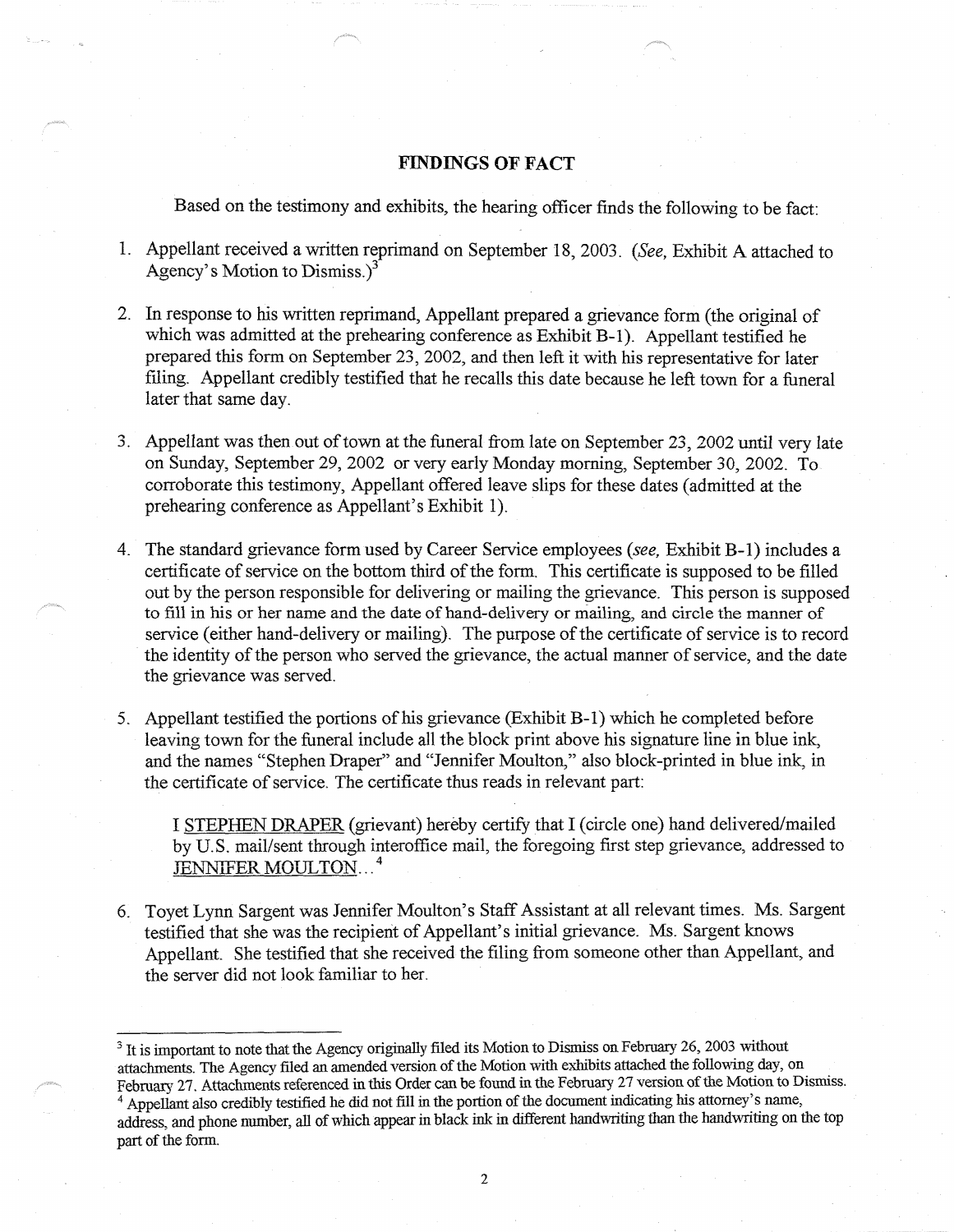## FINDINGS OF FACT

Based on the testimony and exhibits, the hearing officer finds the following to be fact:

1. Appellant received a written reprimand on September 18, 2003. (*See,* Exhibit A attached to Agency's Motion to Dismiss.)[3]

2. In response to his written reprimand, Appellant prepared a grievance form (the original of which was admitted at the prehearing conference as Exhibit B-1). Appellant testified he prepared this form on September 23, 2002, and then left it with his representative for later filing. Appellant credibly testified that he recalls this date because he left town for a funeral later that same day.

3. Appellant was then out of town at the funeral from late on September 23, 2002 until very late on Sunday, September 29, 2002 or very early Monday morning, September 30, 2002. To corroborate this testimony, Appellant offered leave slips for these dates (admitted at the prehearing conference as Appellant's Exhibit 1).

4. The standard grievance form used by Career Service employees (*see,* Exhibit B-1) includes a certificate of service on the bottom third of the form. This certificate is supposed to be filled out by the person responsible for delivering or mailing the grievance. This person is supposed to fill in his or her name and the date of hand-delivery or mailing, and circle the manner of service (either hand-delivery or mailing). The purpose of the certificate of service is to record the identity of the person who served the grievance, the actual manner of service, and the date the grievance was served.

5. Appellant testified the portions of his grievance (Exhibit B-1) which he completed before leaving town for the funeral include all the block print above his signature line in blue ink, and the names "Stephen Draper" and "Jennifer Moulton," also block-printed in blue ink, in the certificate of service. The certificate thus reads in relevant part:

   I STEPHEN DRAPER (grievant) hereby certify that I (circle one) hand delivered/mailed by U.S. mail/sent through interoffice mail, the foregoing first step grievance, addressed to JENNIFER MOULTON...[4]

6. Toyet Lynn Sargent was Jennifer Moulton's Staff Assistant at all relevant times. Ms. Sargent testified that she was the recipient of Appellant's initial grievance. Ms. Sargent knows Appellant. She testified that she received the filing from someone other than Appellant, and the server did not look familiar to her.

---

[3] It is important to note that the Agency originally filed its Motion to Dismiss on February 26, 2003 without attachments. The Agency filed an amended version of the Motion with exhibits attached the following day, on February 27. Attachments referenced in this Order can be found in the February 27 version of the Motion to Dismiss.

[4] Appellant also credibly testified he did not fill in the portion of the document indicating his attorney's name, address, and phone number, all of which appear in black ink in different handwriting than the handwriting on the top part of the form.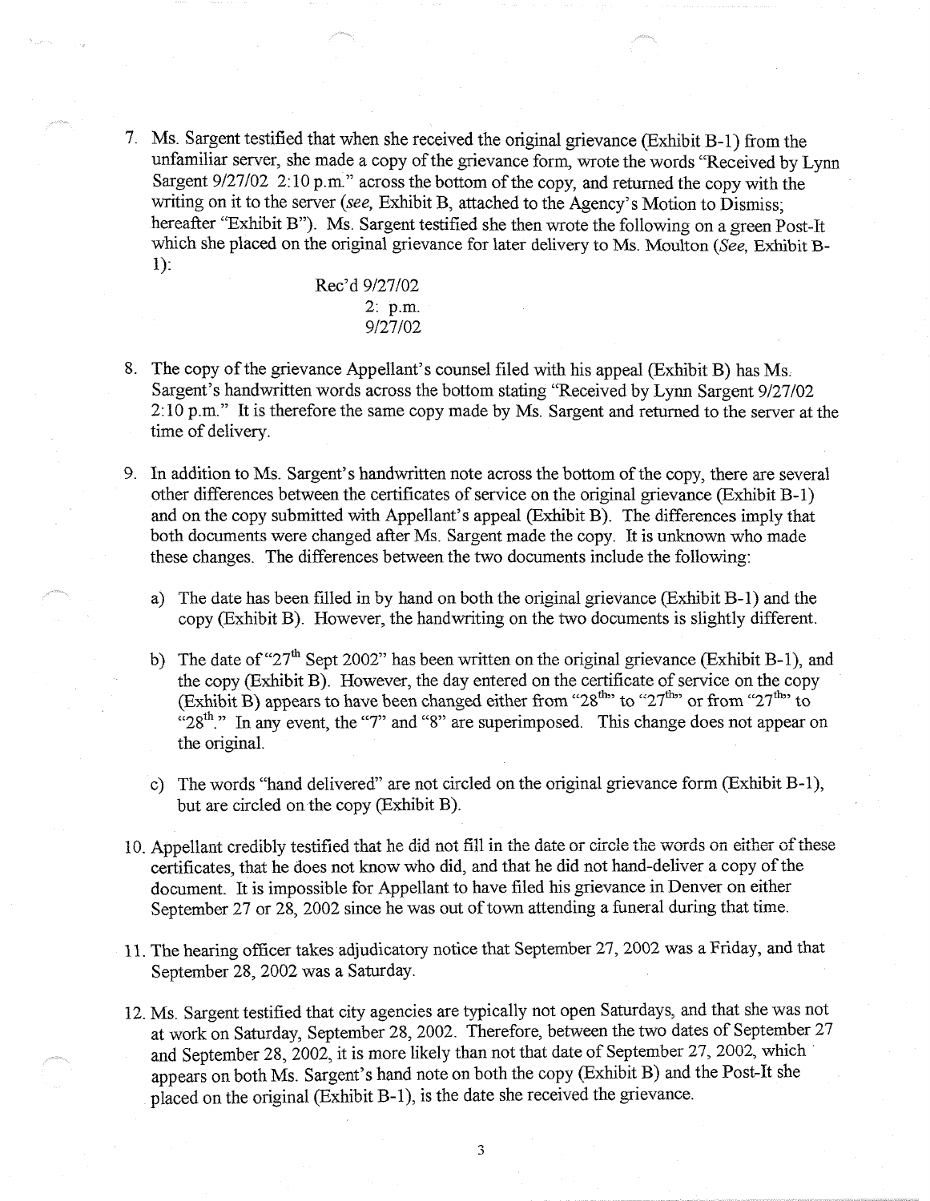7. Ms. Sargent testified that when she received the original grievance (Exhibit B-1) from the unfamiliar server, she made a copy of the grievance form, wrote the words "Received by Lynn Sargent 9/27/02 2:10 p.m." across the bottom of the copy, and returned the copy with the writing on it to the server (*see,* Exhibit B, attached to the Agency's Motion to Dismiss; hereafter "Exhibit B"). Ms. Sargent testified she then wrote the following on a green Post-It which she placed on the original grievance for later delivery to Ms. Moulton (*See,* Exhibit B-1):

   Rec'd 9/27/02
   2: p.m.
   9/27/02

8. The copy of the grievance Appellant's counsel filed with his appeal (Exhibit B) has Ms. Sargent's handwritten words across the bottom stating "Received by Lynn Sargent 9/27/02 2:10 p.m." It is therefore the same copy made by Ms. Sargent and returned to the server at the time of delivery.

9. In addition to Ms. Sargent's handwritten note across the bottom of the copy, there are several other differences between the certificates of service on the original grievance (Exhibit B-1) and on the copy submitted with Appellant's appeal (Exhibit B). The differences imply that both documents were changed after Ms. Sargent made the copy. It is unknown who made these changes. The differences between the two documents include the following:

   a) The date has been filled in by hand on both the original grievance (Exhibit B-1) and the copy (Exhibit B). However, the handwriting on the two documents is slightly different.

   b) The date of "27th Sept 2002" has been written on the original grievance (Exhibit B-1), and the copy (Exhibit B). However, the day entered on the certificate of service on the copy (Exhibit B) appears to have been changed either from "28th" to "27th" or from "27th" to "28th." In any event, the "7" and "8" are superimposed. This change does not appear on the original.

   c) The words "hand delivered" are not circled on the original grievance form (Exhibit B-1), but are circled on the copy (Exhibit B).

10. Appellant credibly testified that he did not fill in the date or circle the words on either of these certificates, that he does not know who did, and that he did not hand-deliver a copy of the document. It is impossible for Appellant to have filed his grievance in Denver on either September 27 or 28, 2002 since he was out of town attending a funeral during that time.

11. The hearing officer takes adjudicatory notice that September 27, 2002 was a Friday, and that September 28, 2002 was a Saturday.

12. Ms. Sargent testified that city agencies are typically not open Saturdays, and that she was not at work on Saturday, September 28, 2002. Therefore, between the two dates of September 27 and September 28, 2002, it is more likely than not that date of September 27, 2002, which appears on both Ms. Sargent's hand note on both the copy (Exhibit B) and the Post-It she placed on the original (Exhibit B-1), is the date she received the grievance.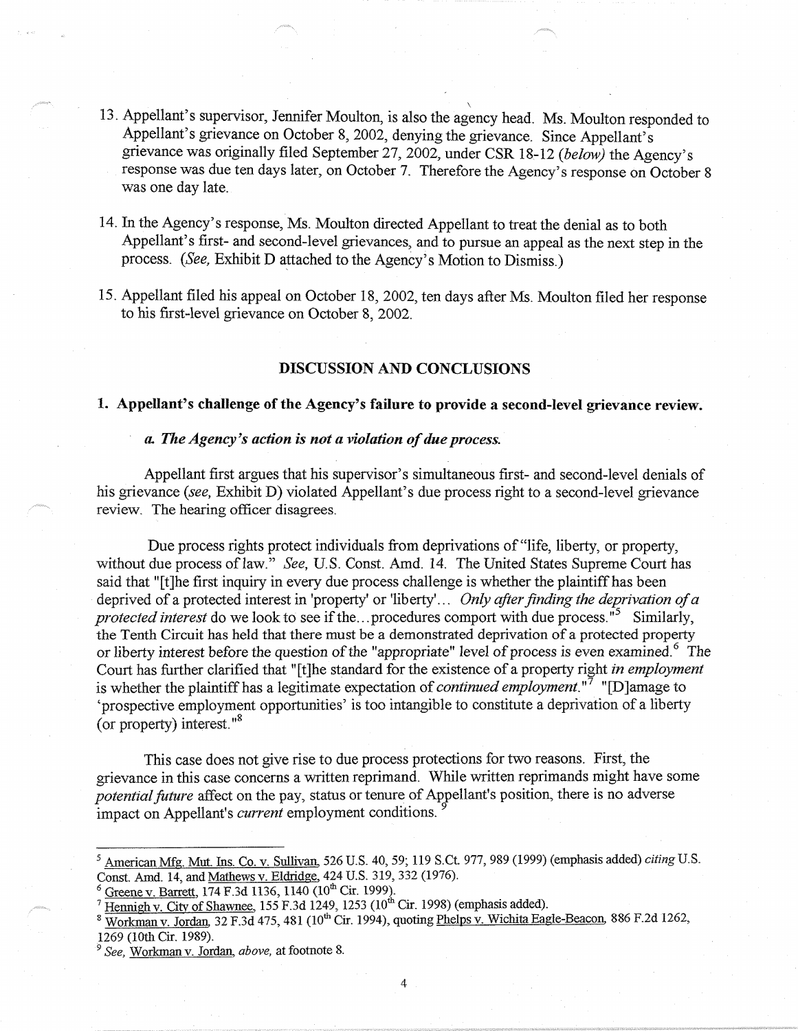13. Appellant's supervisor, Jennifer Moulton, is also the agency head. Ms. Moulton responded to Appellant's grievance on October 8, 2002, denying the grievance. Since Appellant's grievance was originally filed September 27, 2002, under CSR 18-12 *(below)* the Agency's response was due ten days later, on October 7. Therefore the Agency's response on October 8 was one day late.

14. In the Agency's response, Ms. Moulton directed Appellant to treat the denial as to both Appellant's first- and second-level grievances, and to pursue an appeal as the next step in the process. *(See,* Exhibit D attached to the Agency's Motion to Dismiss.)

15. Appellant filed his appeal on October 18, 2002, ten days after Ms. Moulton filed her response to his first-level grievance on October 8, 2002.

## DISCUSSION AND CONCLUSIONS

### 1. Appellant's challenge of the Agency's failure to provide a second-level grievance review.

#### *a. The Agency's action is not a violation of due process.*

Appellant first argues that his supervisor's simultaneous first- and second-level denials of his grievance *(see,* Exhibit D) violated Appellant's due process right to a second-level grievance review. The hearing officer disagrees.

Due process rights protect individuals from deprivations of "life, liberty, or property, without due process of law." *See,* U.S. Const. Amd. 14. The United States Supreme Court has said that "[t]he first inquiry in every due process challenge is whether the plaintiff has been deprived of a protected interest in 'property' or 'liberty'... *Only after finding the deprivation of a protected interest* do we look to see if the...procedures comport with due process."[5] Similarly, the Tenth Circuit has held that there must be a demonstrated deprivation of a protected property or liberty interest before the question of the "appropriate" level of process is even examined.[6] The Court has further clarified that "[t]he standard for the existence of a property right *in employment* is whether the plaintiff has a legitimate expectation of *continued employment*."[7] "[D]amage to 'prospective employment opportunities' is too intangible to constitute a deprivation of a liberty (or property) interest."[8]

This case does not give rise to due process protections for two reasons. First, the grievance in this case concerns a written reprimand. While written reprimands might have some *potential future* affect on the pay, status or tenure of Appellant's position, there is no adverse impact on Appellant's *current* employment conditions.[9]

---

[5] American Mfg. Mut. Ins. Co. v. Sullivan, 526 U.S. 40, 59; 119 S.Ct. 977, 989 (1999) (emphasis added) *citing* U.S. Const. Amd. 14, and Mathews v. Eldridge, 424 U.S. 319, 332 (1976).

[6] Greene v. Barrett, 174 F.3d 1136, 1140 (10th Cir. 1999).

[7] Hennigh v. City of Shawnee, 155 F.3d 1249, 1253 (10th Cir. 1998) (emphasis added).

[8] Workman v. Jordan, 32 F.3d 475, 481 (10th Cir. 1994), quoting Phelps v. Wichita Eagle-Beacon, 886 F.2d 1262, 1269 (10th Cir. 1989).

[9] *See,* Workman v. Jordan, *above,* at footnote 8.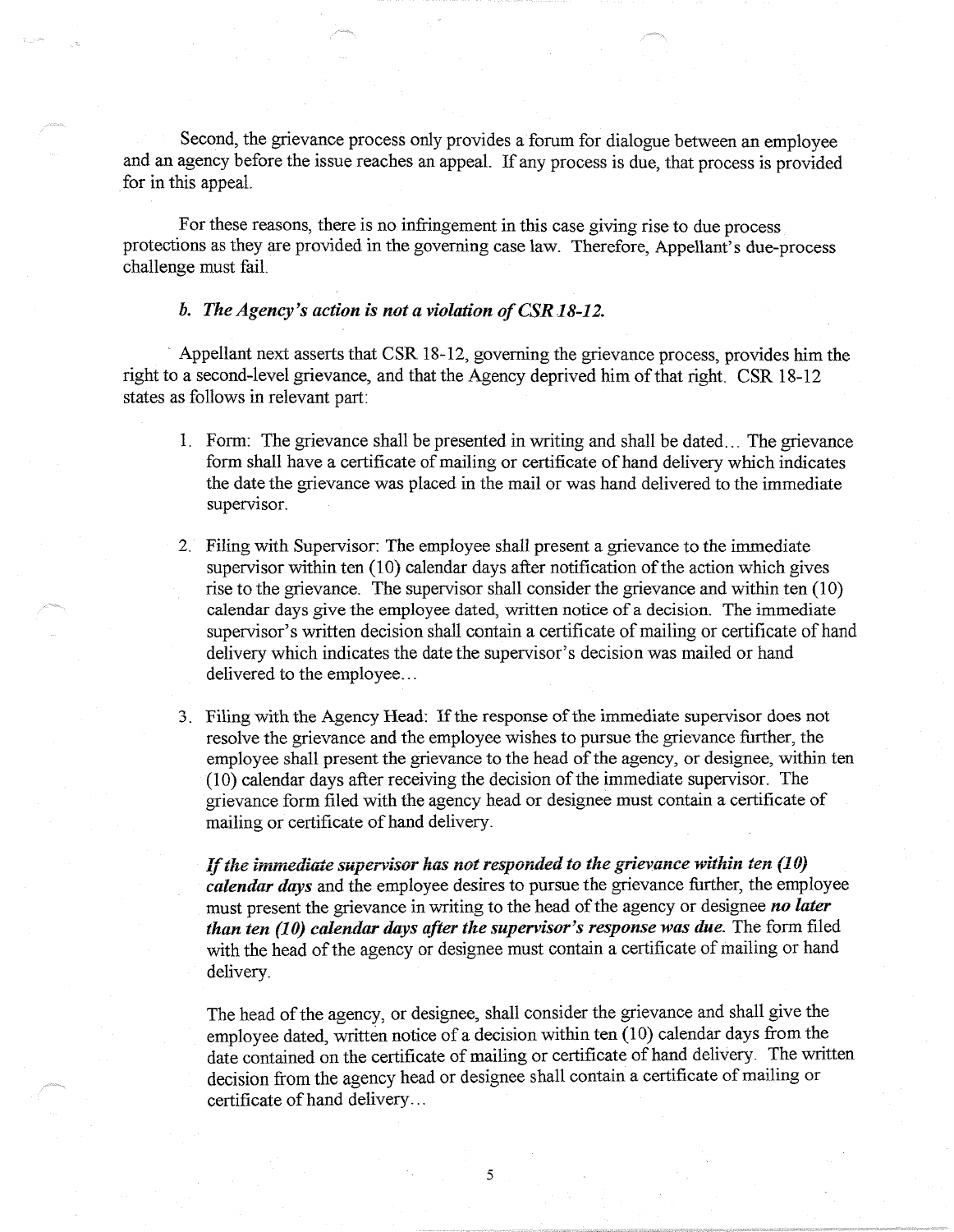Second, the grievance process only provides a forum for dialogue between an employee and an agency before the issue reaches an appeal. If any process is due, that process is provided for in this appeal.

For these reasons, there is no infringement in this case giving rise to due process protections as they are provided in the governing case law. Therefore, Appellant's due-process challenge must fail.

### *b. The Agency's action is not a violation of CSR 18-12.*

Appellant next asserts that CSR 18-12, governing the grievance process, provides him the right to a second-level grievance, and that the Agency deprived him of that right. CSR 18-12 states as follows in relevant part:

> 1. Form: The grievance shall be presented in writing and shall be dated... The grievance form shall have a certificate of mailing or certificate of hand delivery which indicates the date the grievance was placed in the mail or was hand delivered to the immediate supervisor.
>
> 2. Filing with Supervisor: The employee shall present a grievance to the immediate supervisor within ten (10) calendar days after notification of the action which gives rise to the grievance. The supervisor shall consider the grievance and within ten (10) calendar days give the employee dated, written notice of a decision. The immediate supervisor's written decision shall contain a certificate of mailing or certificate of hand delivery which indicates the date the supervisor's decision was mailed or hand delivered to the employee...
>
> 3. Filing with the Agency Head: If the response of the immediate supervisor does not resolve the grievance and the employee wishes to pursue the grievance further, the employee shall present the grievance to the head of the agency, or designee, within ten (10) calendar days after receiving the decision of the immediate supervisor. The grievance form filed with the agency head or designee must contain a certificate of mailing or certificate of hand delivery.
>
>    ***If the immediate supervisor has not responded to the grievance within ten (10) calendar days*** and the employee desires to pursue the grievance further, the employee must present the grievance in writing to the head of the agency or designee ***no later than ten (10) calendar days after the supervisor's response was due.*** The form filed with the head of the agency or designee must contain a certificate of mailing or hand delivery.
>
>    The head of the agency, or designee, shall consider the grievance and shall give the employee dated, written notice of a decision within ten (10) calendar days from the date contained on the certificate of mailing or certificate of hand delivery. The written decision from the agency head or designee shall contain a certificate of mailing or certificate of hand delivery...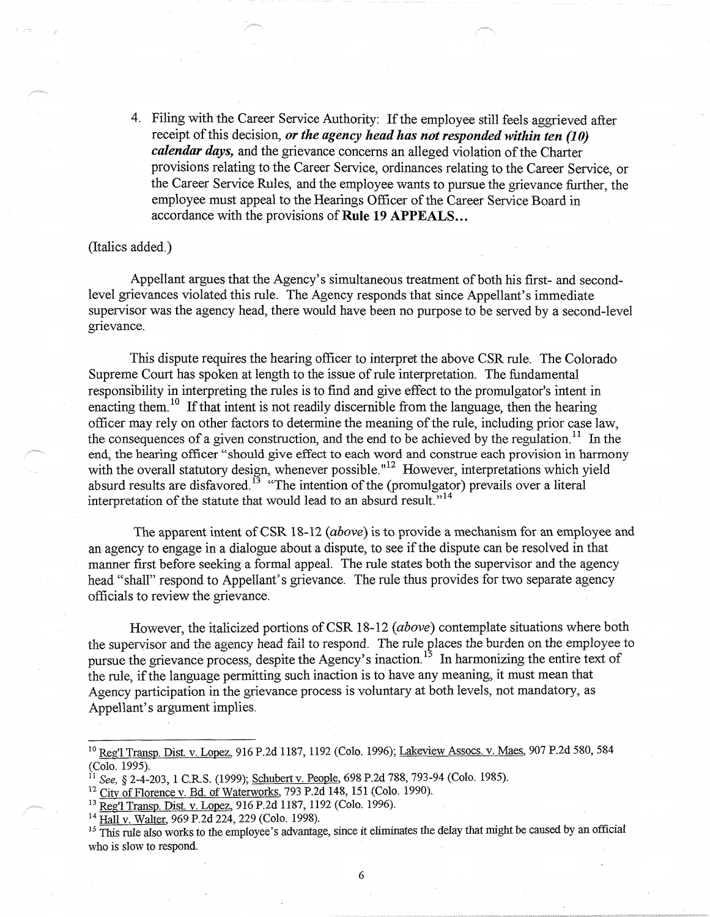4. Filing with the Career Service Authority: If the employee still feels aggrieved after receipt of this decision, ***or the agency head has not responded within ten (10) calendar days,*** and the grievance concerns an alleged violation of the Charter provisions relating to the Career Service, ordinances relating to the Career Service, or the Career Service Rules, and the employee wants to pursue the grievance further, the employee must appeal to the Hearings Officer of the Career Service Board in accordance with the provisions of **Rule 19 APPEALS...**

(Italics added.)

Appellant argues that the Agency's simultaneous treatment of both his first- and second-level grievances violated this rule. The Agency responds that since Appellant's immediate supervisor was the agency head, there would have been no purpose to be served by a second-level grievance.

This dispute requires the hearing officer to interpret the above CSR rule. The Colorado Supreme Court has spoken at length to the issue of rule interpretation. The fundamental responsibility in interpreting the rules is to find and give effect to the promulgator's intent in enacting them.[10] If that intent is not readily discernible from the language, then the hearing officer may rely on other factors to determine the meaning of the rule, including prior case law, the consequences of a given construction, and the end to be achieved by the regulation.[11] In the end, the hearing officer "should give effect to each word and construe each provision in harmony with the overall statutory design, whenever possible."[12] However, interpretations which yield absurd results are disfavored.[13] "The intention of the (promulgator) prevails over a literal interpretation of the statute that would lead to an absurd result."[14]

The apparent intent of CSR 18-12 (*above*) is to provide a mechanism for an employee and an agency to engage in a dialogue about a dispute, to see if the dispute can be resolved in that manner first before seeking a formal appeal. The rule states both the supervisor and the agency head "shall" respond to Appellant's grievance. The rule thus provides for two separate agency officials to review the grievance.

However, the italicized portions of CSR 18-12 (*above*) contemplate situations where both the supervisor and the agency head fail to respond. The rule places the burden on the employee to pursue the grievance process, despite the Agency's inaction.[15] In harmonizing the entire text of the rule, if the language permitting such inaction is to have any meaning, it must mean that Agency participation in the grievance process is voluntary at both levels, not mandatory, as Appellant's argument implies.

---

[10] Reg'l Transp. Dist. v. Lopez, 916 P.2d 1187, 1192 (Colo. 1996); Lakeview Assocs. v. Maes, 907 P.2d 580, 584 (Colo. 1995).

[11] *See,* § 2-4-203, 1 C.R.S. (1999); Schubert v. People, 698 P.2d 788, 793-94 (Colo. 1985).

[12] City of Florence v. Bd. of Waterworks, 793 P.2d 148, 151 (Colo. 1990).

[13] Reg'l Transp. Dist. v. Lopez, 916 P.2d 1187, 1192 (Colo. 1996).

[14] Hall v. Walter, 969 P.2d 224, 229 (Colo. 1998).

[15] This rule also works to the employee's advantage, since it eliminates the delay that might be caused by an official who is slow to respond.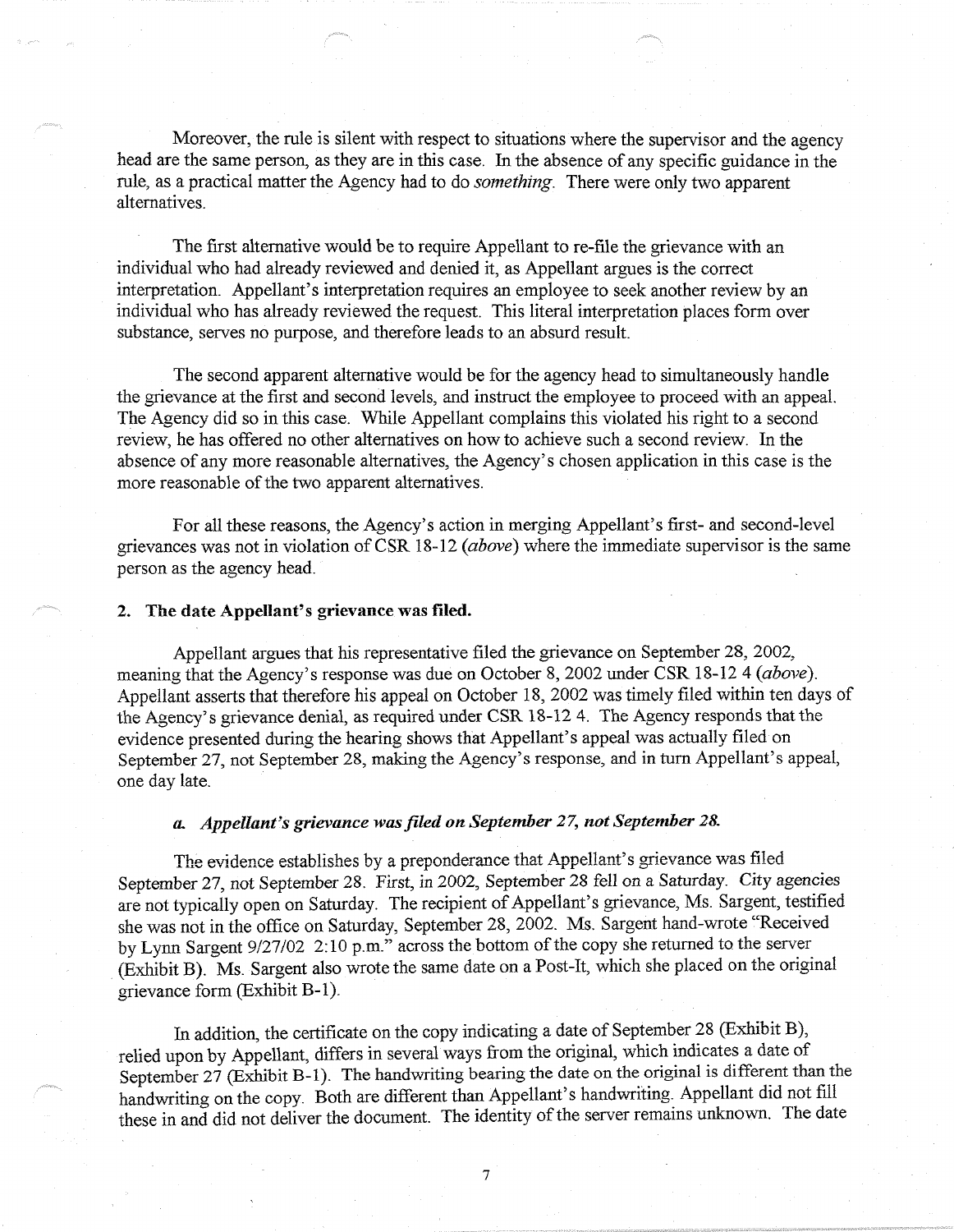Moreover, the rule is silent with respect to situations where the supervisor and the agency head are the same person, as they are in this case. In the absence of any specific guidance in the rule, as a practical matter the Agency had to do *something*. There were only two apparent alternatives.

The first alternative would be to require Appellant to re-file the grievance with an individual who had already reviewed and denied it, as Appellant argues is the correct interpretation. Appellant's interpretation requires an employee to seek another review by an individual who has already reviewed the request. This literal interpretation places form over substance, serves no purpose, and therefore leads to an absurd result.

The second apparent alternative would be for the agency head to simultaneously handle the grievance at the first and second levels, and instruct the employee to proceed with an appeal. The Agency did so in this case. While Appellant complains this violated his right to a second review, he has offered no other alternatives on how to achieve such a second review. In the absence of any more reasonable alternatives, the Agency's chosen application in this case is the more reasonable of the two apparent alternatives.

For all these reasons, the Agency's action in merging Appellant's first- and second-level grievances was not in violation of CSR 18-12 (*above*) where the immediate supervisor is the same person as the agency head.

**2. The date Appellant's grievance was filed.**

Appellant argues that his representative filed the grievance on September 28, 2002, meaning that the Agency's response was due on October 8, 2002 under CSR 18-12 4 (*above*). Appellant asserts that therefore his appeal on October 18, 2002 was timely filed within ten days of the Agency's grievance denial, as required under CSR 18-12 4. The Agency responds that the evidence presented during the hearing shows that Appellant's appeal was actually filed on September 27, not September 28, making the Agency's response, and in turn Appellant's appeal, one day late.

***a. Appellant's grievance was filed on September 27, not September 28.***

The evidence establishes by a preponderance that Appellant's grievance was filed September 27, not September 28. First, in 2002, September 28 fell on a Saturday. City agencies are not typically open on Saturday. The recipient of Appellant's grievance, Ms. Sargent, testified she was not in the office on Saturday, September 28, 2002. Ms. Sargent hand-wrote "Received by Lynn Sargent 9/27/02 2:10 p.m." across the bottom of the copy she returned to the server (Exhibit B). Ms. Sargent also wrote the same date on a Post-It, which she placed on the original grievance form (Exhibit B-1).

In addition, the certificate on the copy indicating a date of September 28 (Exhibit B), relied upon by Appellant, differs in several ways from the original, which indicates a date of September 27 (Exhibit B-1). The handwriting bearing the date on the original is different than the handwriting on the copy. Both are different than Appellant's handwriting. Appellant did not fill these in and did not deliver the document. The identity of the server remains unknown. The date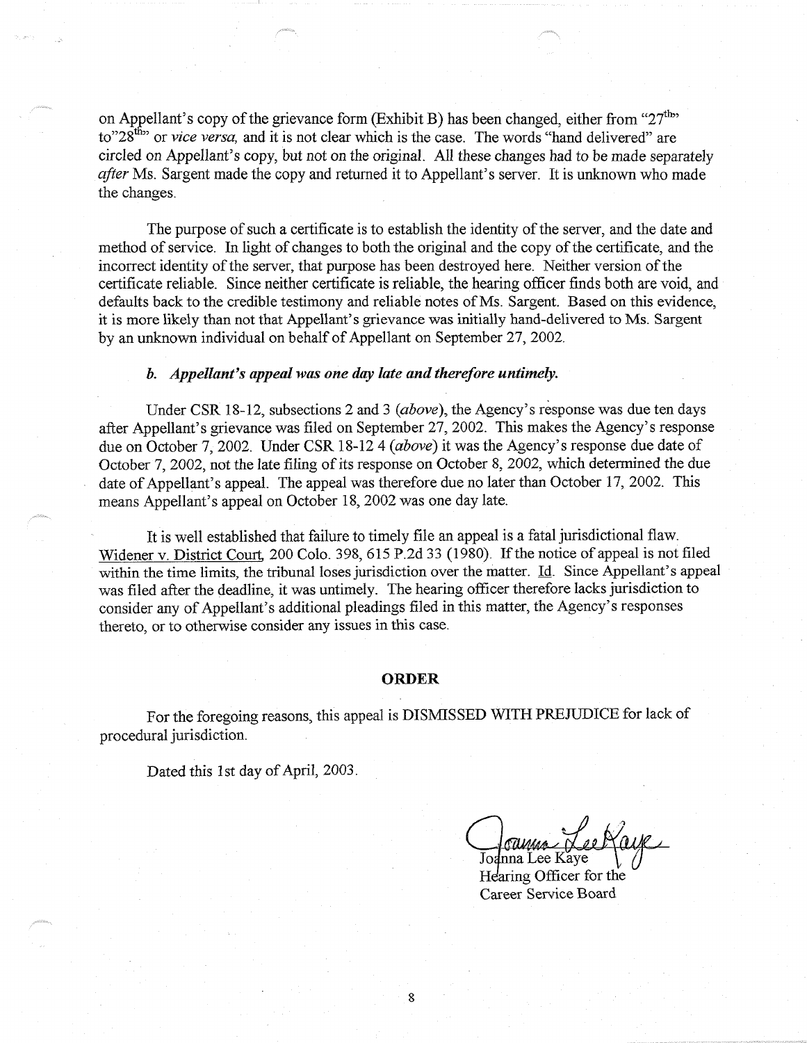on Appellant's copy of the grievance form (Exhibit B) has been changed, either from "27th" to"28th" or *vice versa,* and it is not clear which is the case. The words "hand delivered" are circled on Appellant's copy, but not on the original. All these changes had to be made separately *after* Ms. Sargent made the copy and returned it to Appellant's server. It is unknown who made the changes.

The purpose of such a certificate is to establish the identity of the server, and the date and method of service. In light of changes to both the original and the copy of the certificate, and the incorrect identity of the server, that purpose has been destroyed here. Neither version of the certificate reliable. Since neither certificate is reliable, the hearing officer finds both are void, and defaults back to the credible testimony and reliable notes of Ms. Sargent. Based on this evidence, it is more likely than not that Appellant's grievance was initially hand-delivered to Ms. Sargent by an unknown individual on behalf of Appellant on September 27, 2002.

***b. Appellant's appeal was one day late and therefore untimely.***

Under CSR 18-12, subsections 2 and 3 (*above*), the Agency's response was due ten days after Appellant's grievance was filed on September 27, 2002. This makes the Agency's response due on October 7, 2002. Under CSR 18-12 4 (*above*) it was the Agency's response due date of October 7, 2002, not the late filing of its response on October 8, 2002, which determined the due date of Appellant's appeal. The appeal was therefore due no later than October 17, 2002. This means Appellant's appeal on October 18, 2002 was one day late.

It is well established that failure to timely file an appeal is a fatal jurisdictional flaw. Widener v. District Court, 200 Colo. 398, 615 P.2d 33 (1980). If the notice of appeal is not filed within the time limits, the tribunal loses jurisdiction over the matter. Id. Since Appellant's appeal was filed after the deadline, it was untimely. The hearing officer therefore lacks jurisdiction to consider any of Appellant's additional pleadings filed in this matter, the Agency's responses thereto, or to otherwise consider any issues in this case.

**ORDER**

For the foregoing reasons, this appeal is DISMISSED WITH PREJUDICE for lack of procedural jurisdiction.

Dated this 1st day of April, 2003.

Joanna Lee Kaye
Hearing Officer for the
Career Service Board